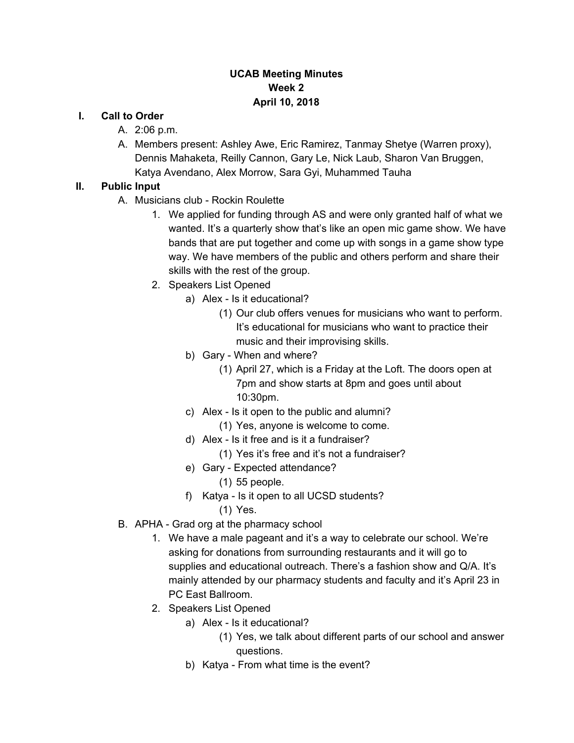# UCAB Meeting Minutes
## Week 2
## April 10, 2018

**I. Call to Order**

A. 2:06 p.m.

A. Members present: Ashley Awe, Eric Ramirez, Tanmay Shetye (Warren proxy), Dennis Mahaketa, Reilly Cannon, Gary Le, Nick Laub, Sharon Van Bruggen, Katya Avendano, Alex Morrow, Sara Gyi, Muhammed Tauha

**II. Public Input**

A. Musicians club - Rockin Roulette

1. We applied for funding through AS and were only granted half of what we wanted. It's a quarterly show that's like an open mic game show. We have bands that are put together and come up with songs in a game show type way. We have members of the public and others perform and share their skills with the rest of the group.
2. Speakers List Opened
   - a) Alex - Is it educational?
     - (1) Our club offers venues for musicians who want to perform. It's educational for musicians who want to practice their music and their improvising skills.
   - b) Gary - When and where?
     - (1) April 27, which is a Friday at the Loft. The doors open at 7pm and show starts at 8pm and goes until about 10:30pm.
   - c) Alex - Is it open to the public and alumni?
     - (1) Yes, anyone is welcome to come.
   - d) Alex - Is it free and is it a fundraiser?
     - (1) Yes it's free and it's not a fundraiser?
   - e) Gary - Expected attendance?
     - (1) 55 people.
   - f) Katya - Is it open to all UCSD students?
     - (1) Yes.

B. APHA - Grad org at the pharmacy school

1. We have a male pageant and it's a way to celebrate our school. We're asking for donations from surrounding restaurants and it will go to supplies and educational outreach. There's a fashion show and Q/A. It's mainly attended by our pharmacy students and faculty and it's April 23 in PC East Ballroom.
2. Speakers List Opened
   - a) Alex - Is it educational?
     - (1) Yes, we talk about different parts of our school and answer questions.
   - b) Katya - From what time is the event?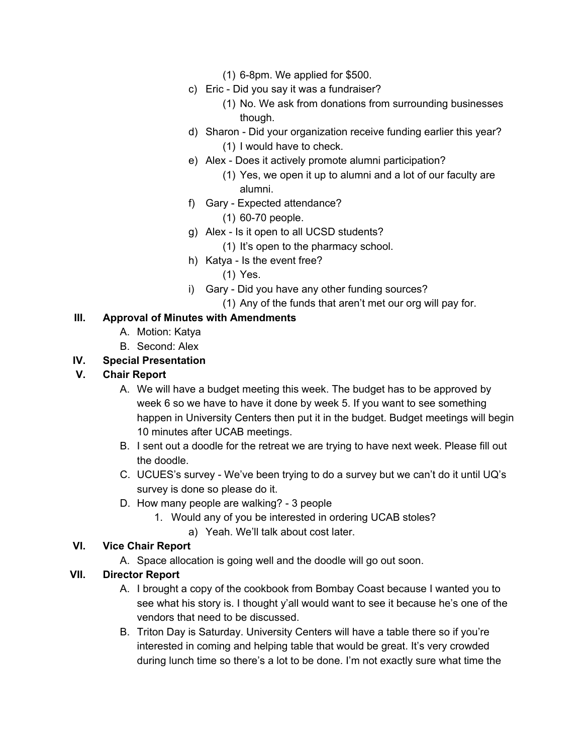(1) 6-8pm. We applied for $500.

        c) Eric - Did you say it was a fundraiser?
            (1) No. We ask from donations from surrounding businesses though.
        d) Sharon - Did your organization receive funding earlier this year?
            (1) I would have to check.
        e) Alex - Does it actively promote alumni participation?
            (1) Yes, we open it up to alumni and a lot of our faculty are alumni.
        f) Gary - Expected attendance?
            (1) 60-70 people.
        g) Alex - Is it open to all UCSD students?
            (1) It's open to the pharmacy school.
        h) Katya - Is the event free?
            (1) Yes.
        i) Gary - Did you have any other funding sources?
            (1) Any of the funds that aren't met our org will pay for.

**III. Approval of Minutes with Amendments**

- A. Motion: Katya
- B. Second: Alex

**IV. Special Presentation**

**V. Chair Report**

- A. We will have a budget meeting this week. The budget has to be approved by week 6 so we have to have it done by week 5. If you want to see something happen in University Centers then put it in the budget. Budget meetings will begin 10 minutes after UCAB meetings.
- B. I sent out a doodle for the retreat we are trying to have next week. Please fill out the doodle.
- C. UCUES's survey - We've been trying to do a survey but we can't do it until UQ's survey is done so please do it.
- D. How many people are walking? - 3 people
    1. Would any of you be interested in ordering UCAB stoles?
        a) Yeah. We'll talk about cost later.

**VI. Vice Chair Report**

- A. Space allocation is going well and the doodle will go out soon.

**VII. Director Report**

- A. I brought a copy of the cookbook from Bombay Coast because I wanted you to see what his story is. I thought y'all would want to see it because he's one of the vendors that need to be discussed.
- B. Triton Day is Saturday. University Centers will have a table there so if you're interested in coming and helping table that would be great. It's very crowded during lunch time so there's a lot to be done. I'm not exactly sure what time the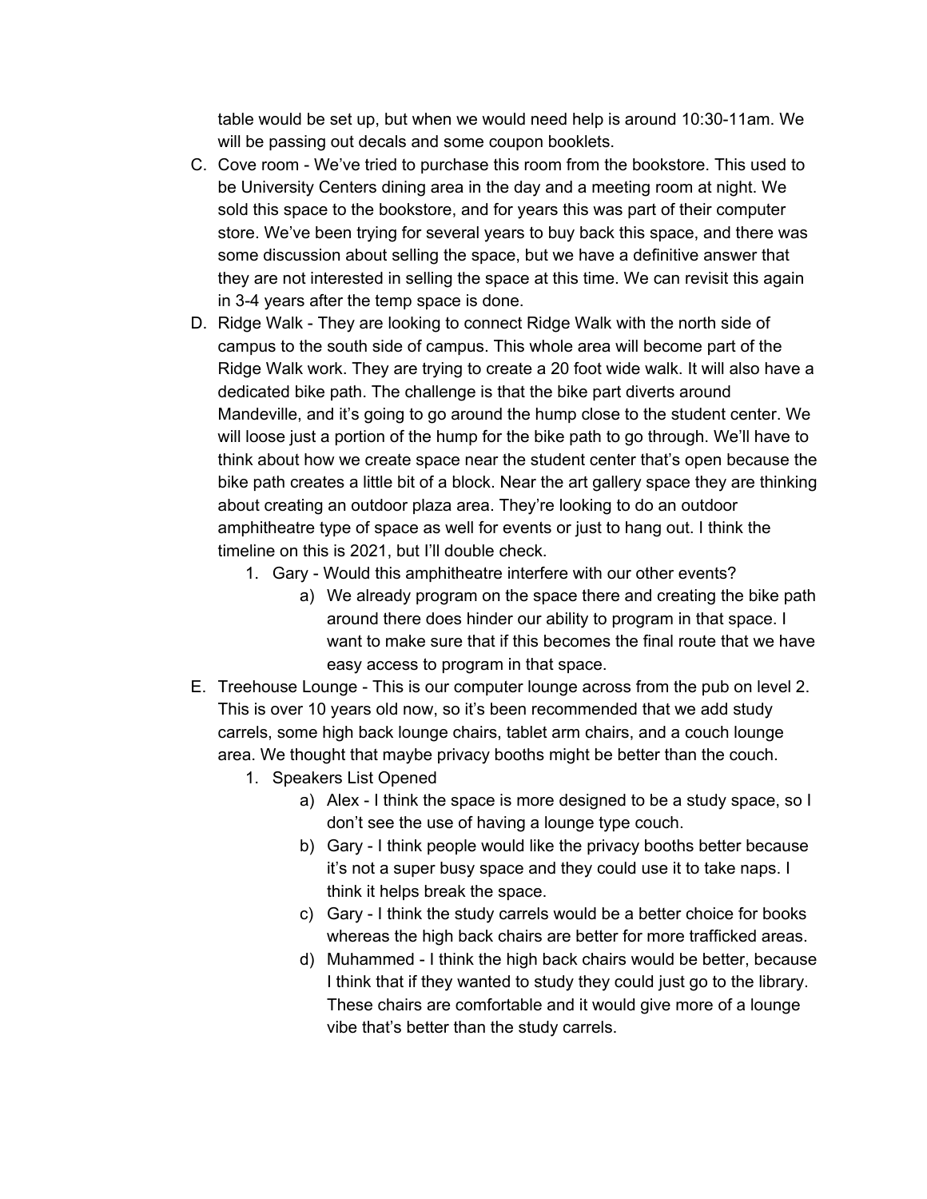table would be set up, but when we would need help is around 10:30-11am. We will be passing out decals and some coupon booklets.

C. Cove room - We've tried to purchase this room from the bookstore. This used to be University Centers dining area in the day and a meeting room at night. We sold this space to the bookstore, and for years this was part of their computer store. We've been trying for several years to buy back this space, and there was some discussion about selling the space, but we have a definitive answer that they are not interested in selling the space at this time. We can revisit this again in 3-4 years after the temp space is done.

D. Ridge Walk - They are looking to connect Ridge Walk with the north side of campus to the south side of campus. This whole area will become part of the Ridge Walk work. They are trying to create a 20 foot wide walk. It will also have a dedicated bike path. The challenge is that the bike part diverts around Mandeville, and it's going to go around the hump close to the student center. We will loose just a portion of the hump for the bike path to go through. We'll have to think about how we create space near the student center that's open because the bike path creates a little bit of a block. Near the art gallery space they are thinking about creating an outdoor plaza area. They're looking to do an outdoor amphitheatre type of space as well for events or just to hang out. I think the timeline on this is 2021, but I'll double check.

   1. Gary - Would this amphitheatre interfere with our other events?
      a) We already program on the space there and creating the bike path around there does hinder our ability to program in that space. I want to make sure that if this becomes the final route that we have easy access to program in that space.

E. Treehouse Lounge - This is our computer lounge across from the pub on level 2. This is over 10 years old now, so it's been recommended that we add study carrels, some high back lounge chairs, tablet arm chairs, and a couch lounge area. We thought that maybe privacy booths might be better than the couch.

   1. Speakers List Opened
      a) Alex - I think the space is more designed to be a study space, so I don't see the use of having a lounge type couch.
      b) Gary - I think people would like the privacy booths better because it's not a super busy space and they could use it to take naps. I think it helps break the space.
      c) Gary - I think the study carrels would be a better choice for books whereas the high back chairs are better for more trafficked areas.
      d) Muhammed - I think the high back chairs would be better, because I think that if they wanted to study they could just go to the library. These chairs are comfortable and it would give more of a lounge vibe that's better than the study carrels.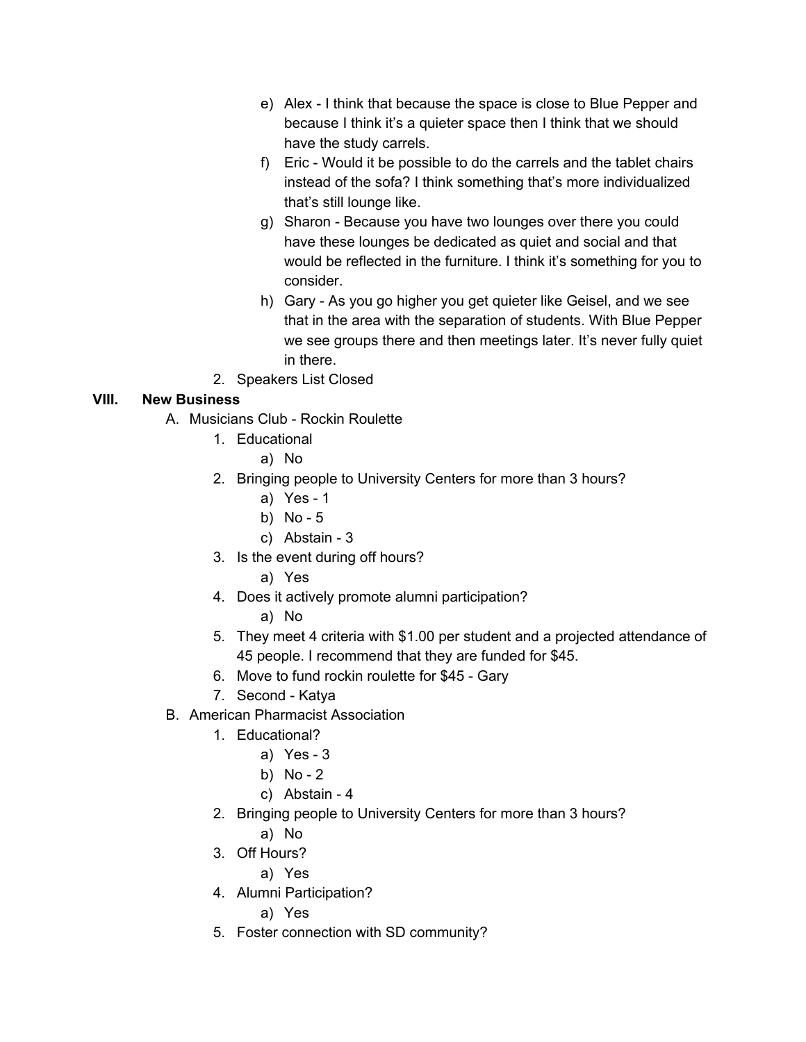e) Alex - I think that because the space is close to Blue Pepper and because I think it's a quieter space then I think that we should have the study carrels.

f) Eric - Would it be possible to do the carrels and the tablet chairs instead of the sofa? I think something that's more individualized that's still lounge like.

g) Sharon - Because you have two lounges over there you could have these lounges be dedicated as quiet and social and that would be reflected in the furniture. I think it's something for you to consider.

h) Gary - As you go higher you get quieter like Geisel, and we see that in the area with the separation of students. With Blue Pepper we see groups there and then meetings later. It's never fully quiet in there.

2. Speakers List Closed

## VIII. New Business

A. Musicians Club - Rockin Roulette

1. Educational
    - a) No
2. Bringing people to University Centers for more than 3 hours?
    - a) Yes - 1
    - b) No - 5
    - c) Abstain - 3
3. Is the event during off hours?
    - a) Yes
4. Does it actively promote alumni participation?
    - a) No
5. They meet 4 criteria with $1.00 per student and a projected attendance of 45 people. I recommend that they are funded for $45.
6. Move to fund rockin roulette for $45 - Gary
7. Second - Katya

B. American Pharmacist Association

1. Educational?
    - a) Yes - 3
    - b) No - 2
    - c) Abstain - 4
2. Bringing people to University Centers for more than 3 hours?
    - a) No
3. Off Hours?
    - a) Yes
4. Alumni Participation?
    - a) Yes
5. Foster connection with SD community?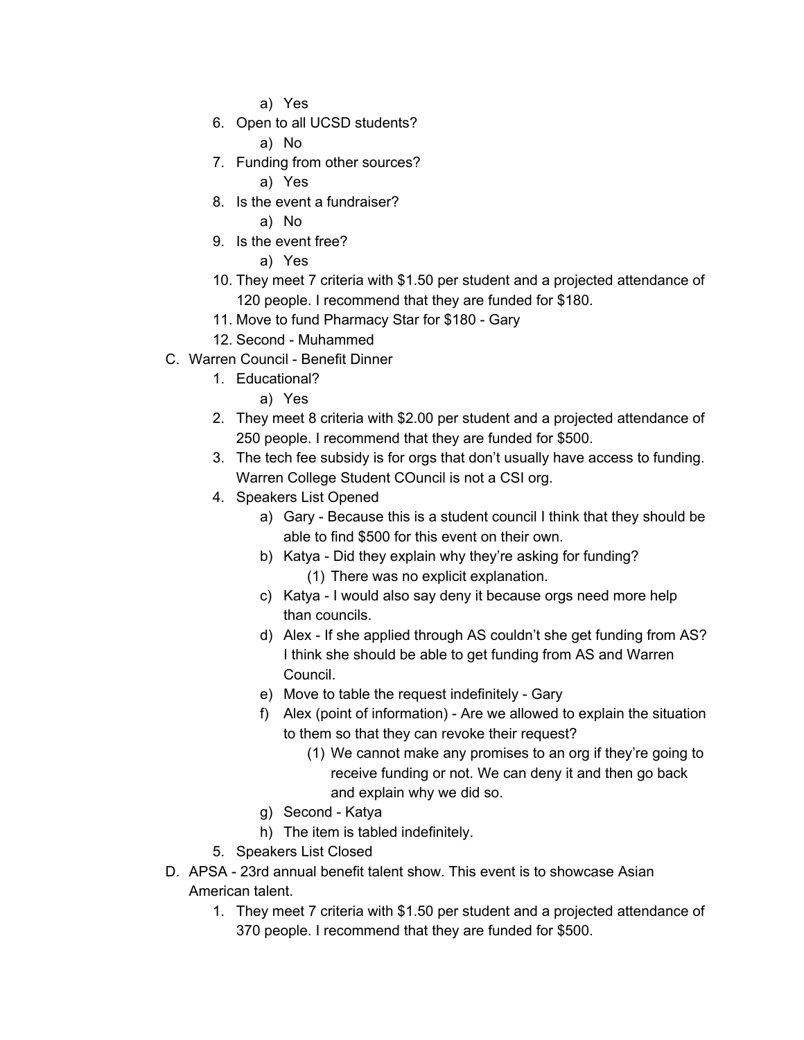a) Yes
    6. Open to all UCSD students?
         a) No
    7. Funding from other sources?
         a) Yes
    8. Is the event a fundraiser?
         a) No
    9. Is the event free?
         a) Yes
    10. They meet 7 criteria with $1.50 per student and a projected attendance of 120 people. I recommend that they are funded for $180.
    11. Move to fund Pharmacy Star for $180 - Gary
    12. Second - Muhammed

C. Warren Council - Benefit Dinner
    1. Educational?
         a) Yes
    2. They meet 8 criteria with $2.00 per student and a projected attendance of 250 people. I recommend that they are funded for $500.
    3. The tech fee subsidy is for orgs that don't usually have access to funding. Warren College Student COuncil is not a CSI org.
    4. Speakers List Opened
         a) Gary - Because this is a student council I think that they should be able to find $500 for this event on their own.
         b) Katya - Did they explain why they're asking for funding?
              (1) There was no explicit explanation.
         c) Katya - I would also say deny it because orgs need more help than councils.
         d) Alex - If she applied through AS couldn't she get funding from AS? I think she should be able to get funding from AS and Warren Council.
         e) Move to table the request indefinitely - Gary
         f) Alex (point of information) - Are we allowed to explain the situation to them so that they can revoke their request?
              (1) We cannot make any promises to an org if they're going to receive funding or not. We can deny it and then go back and explain why we did so.
         g) Second - Katya
         h) The item is tabled indefinitely.
    5. Speakers List Closed

D. APSA - 23rd annual benefit talent show. This event is to showcase Asian American talent.
    1. They meet 7 criteria with $1.50 per student and a projected attendance of 370 people. I recommend that they are funded for $500.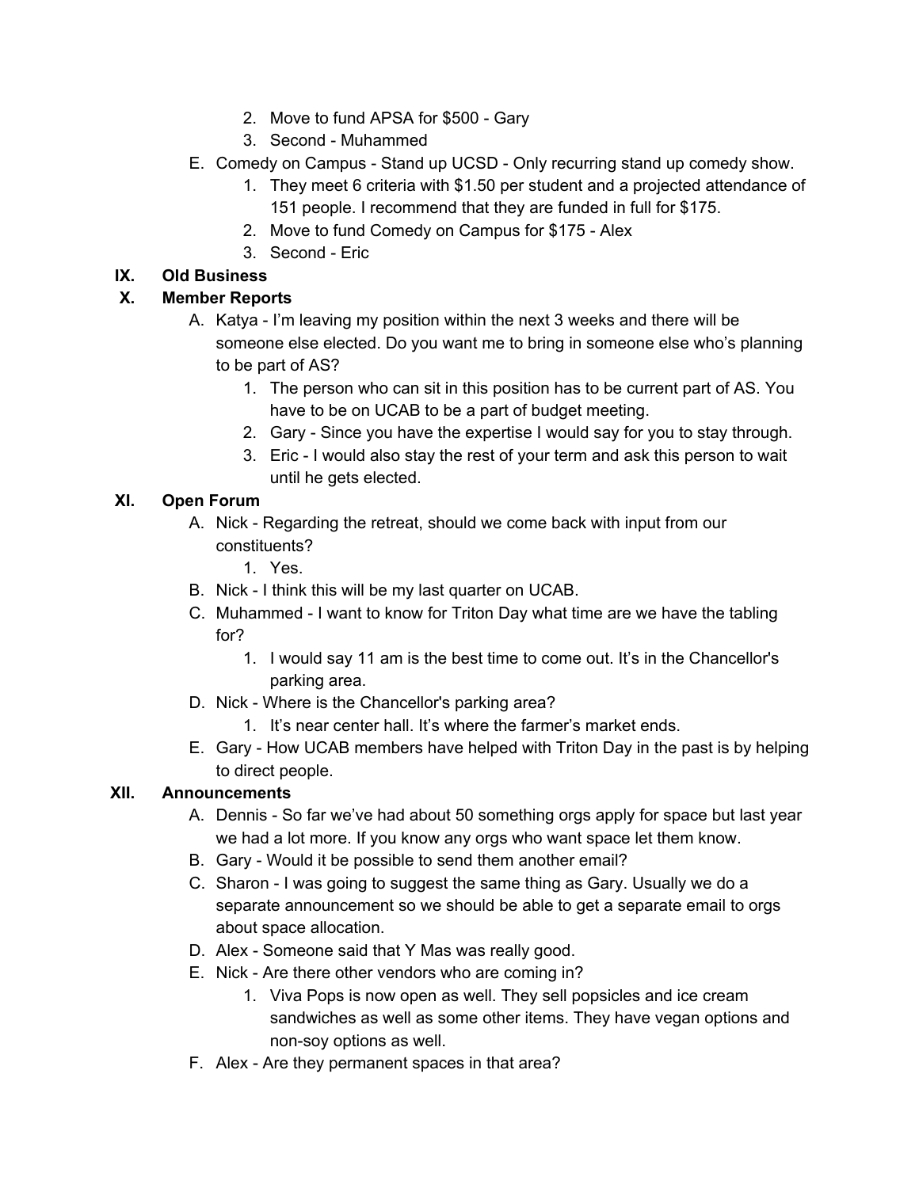2. Move to fund APSA for $500 - Gary
    3. Second - Muhammed

E. Comedy on Campus - Stand up UCSD - Only recurring stand up comedy show.
    1. They meet 6 criteria with $1.50 per student and a projected attendance of 151 people. I recommend that they are funded in full for $175.
    2. Move to fund Comedy on Campus for $175 - Alex
    3. Second - Eric

## IX. Old Business

## X. Member Reports

A. Katya - I'm leaving my position within the next 3 weeks and there will be someone else elected. Do you want me to bring in someone else who's planning to be part of AS?
    1. The person who can sit in this position has to be current part of AS. You have to be on UCAB to be a part of budget meeting.
    2. Gary - Since you have the expertise I would say for you to stay through.
    3. Eric - I would also stay the rest of your term and ask this person to wait until he gets elected.

## XI. Open Forum

A. Nick - Regarding the retreat, should we come back with input from our constituents?
    1. Yes.

B. Nick - I think this will be my last quarter on UCAB.

C. Muhammed - I want to know for Triton Day what time are we have the tabling for?
    1. I would say 11 am is the best time to come out. It's in the Chancellor's parking area.

D. Nick - Where is the Chancellor's parking area?
    1. It's near center hall. It's where the farmer's market ends.

E. Gary - How UCAB members have helped with Triton Day in the past is by helping to direct people.

## XII. Announcements

A. Dennis - So far we've had about 50 something orgs apply for space but last year we had a lot more. If you know any orgs who want space let them know.

B. Gary - Would it be possible to send them another email?

C. Sharon - I was going to suggest the same thing as Gary. Usually we do a separate announcement so we should be able to get a separate email to orgs about space allocation.

D. Alex - Someone said that Y Mas was really good.

E. Nick - Are there other vendors who are coming in?
    1. Viva Pops is now open as well. They sell popsicles and ice cream sandwiches as well as some other items. They have vegan options and non-soy options as well.

F. Alex - Are they permanent spaces in that area?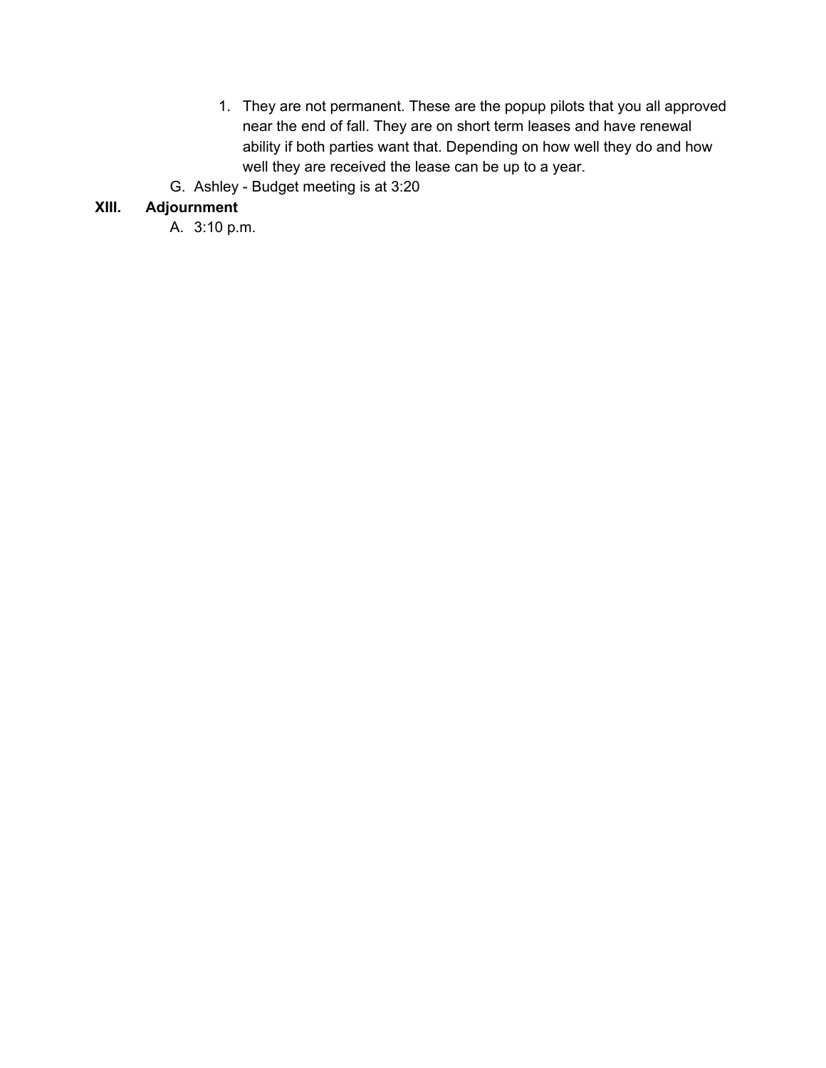1. They are not permanent. These are the popup pilots that you all approved near the end of fall. They are on short term leases and have renewal ability if both parties want that. Depending on how well they do and how well they are received the lease can be up to a year.

G. Ashley - Budget meeting is at 3:20

**XIII. Adjournment**

A. 3:10 p.m.